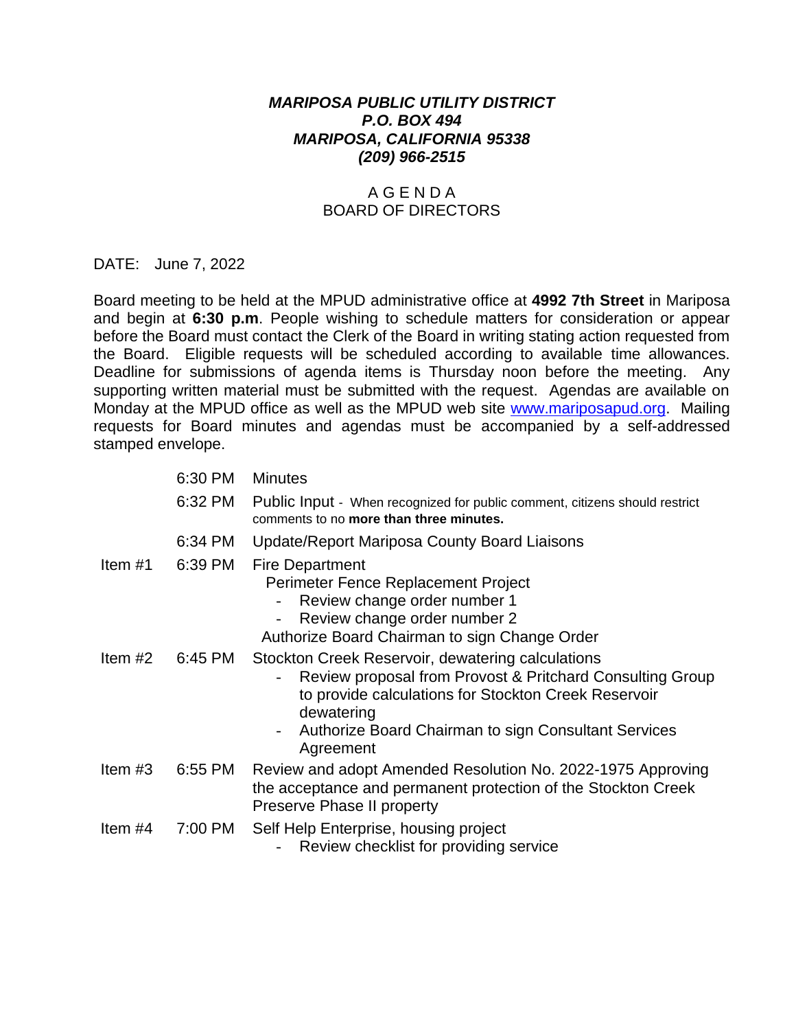***MARIPOSA PUBLIC UTILITY DISTRICT***
***P.O. BOX 494***
***MARIPOSA, CALIFORNIA 95338***
***(209) 966-2515***

A G E N D A
BOARD OF DIRECTORS

DATE: June 7, 2022

Board meeting to be held at the MPUD administrative office at **4992 7th Street** in Mariposa and begin at **6:30 p.m**. People wishing to schedule matters for consideration or appear before the Board must contact the Clerk of the Board in writing stating action requested from the Board. Eligible requests will be scheduled according to available time allowances. Deadline for submissions of agenda items is Thursday noon before the meeting. Any supporting written material must be submitted with the request. Agendas are available on Monday at the MPUD office as well as the MPUD web site www.mariposapud.org. Mailing requests for Board minutes and agendas must be accompanied by a self-addressed stamped envelope.

| | | |
|---|---|---|
| | 6:30 PM | Minutes |
| | 6:32 PM | Public Input - When recognized for public comment, citizens should restrict comments to no **more than three minutes.** |
| | 6:34 PM | Update/Report Mariposa County Board Liaisons |
| Item #1 | 6:39 PM | Fire Department<br>Perimeter Fence Replacement Project<br>- Review change order number 1<br>- Review change order number 2<br>Authorize Board Chairman to sign Change Order |
| Item #2 | 6:45 PM | Stockton Creek Reservoir, dewatering calculations<br>- Review proposal from Provost & Pritchard Consulting Group to provide calculations for Stockton Creek Reservoir dewatering<br>- Authorize Board Chairman to sign Consultant Services Agreement |
| Item #3 | 6:55 PM | Review and adopt Amended Resolution No. 2022-1975 Approving the acceptance and permanent protection of the Stockton Creek Preserve Phase II property |
| Item #4 | 7:00 PM | Self Help Enterprise, housing project<br>- Review checklist for providing service |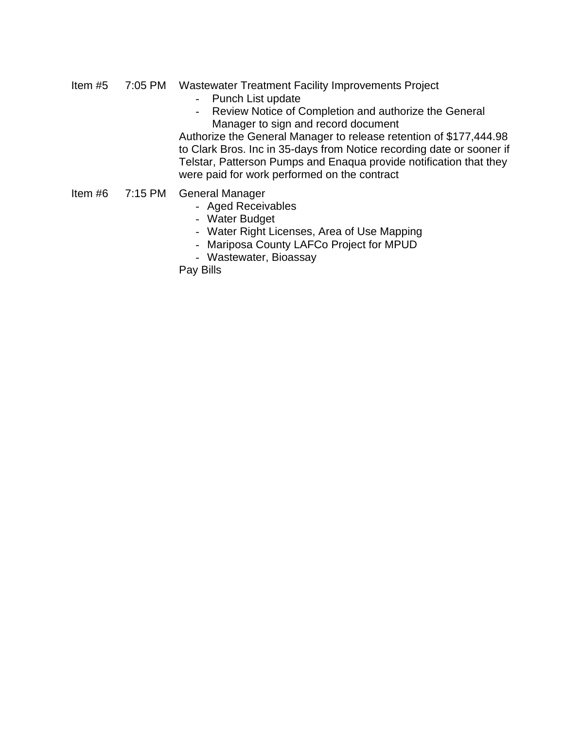Item #5 7:05 PM Wastewater Treatment Facility Improvements Project

- Punch List update
- Review Notice of Completion and authorize the General Manager to sign and record document

Authorize the General Manager to release retention of $177,444.98 to Clark Bros. Inc in 35-days from Notice recording date or sooner if Telstar, Patterson Pumps and Enaqua provide notification that they were paid for work performed on the contract

Item #6 7:15 PM General Manager

- Aged Receivables
- Water Budget
- Water Right Licenses, Area of Use Mapping
- Mariposa County LAFCo Project for MPUD
- Wastewater, Bioassay

Pay Bills